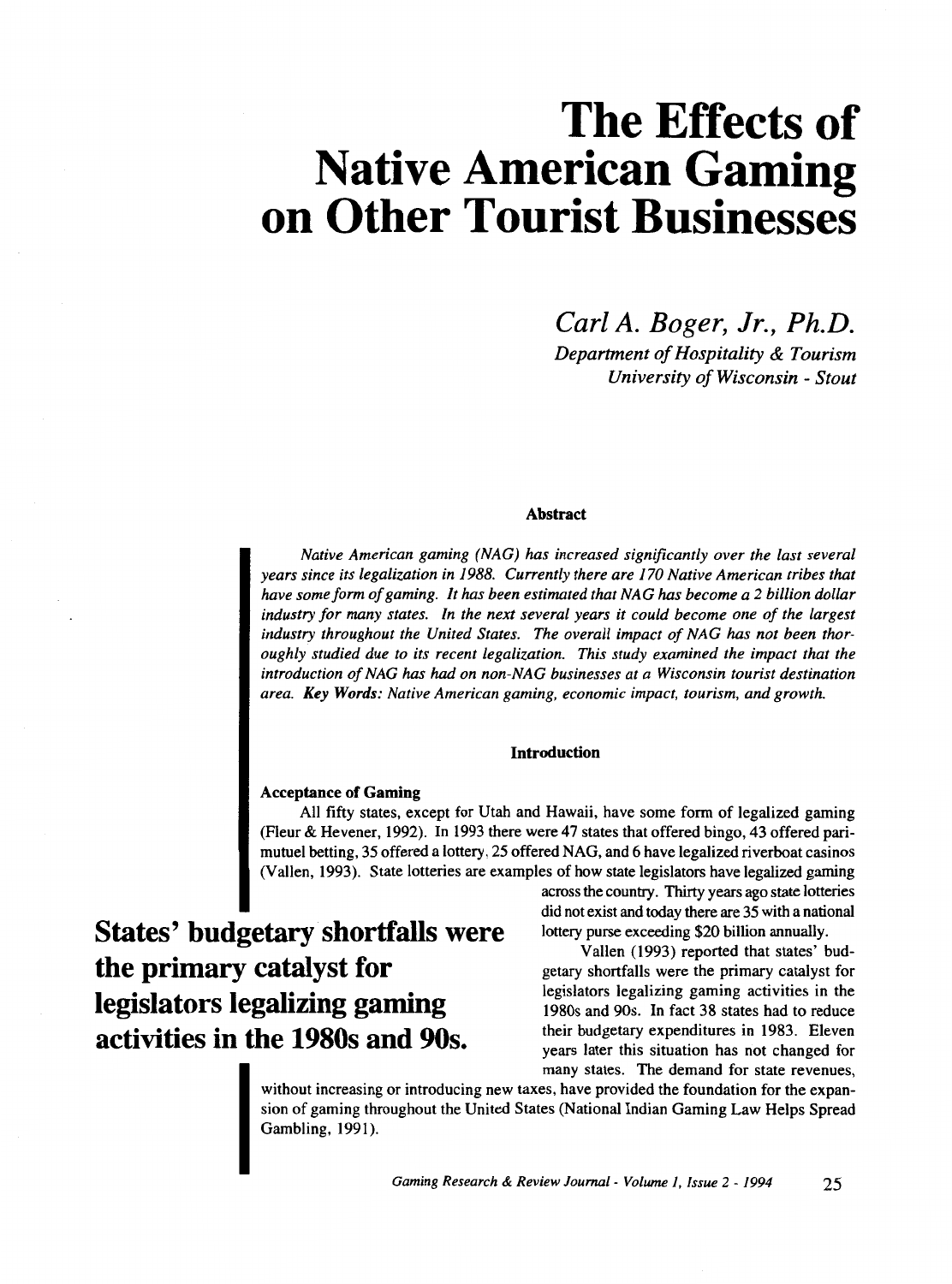# The Effects of Native American Gaming on Other Tourist Businesses

*Carl A. Boger, Jr., Ph.D.*

*Department of Hospitality & Tourism*
*University of Wisconsin - Stout*

### Abstract

*Native American gaming (NAG) has increased significantly over the last several years since its legalization in 1988. Currently there are 170 Native American tribes that have some form of gaming. It has been estimated that NAG has become a 2 billion dollar industry for many states. In the next several years it could become one of the largest industry throughout the United States. The overall impact of NAG has not been thoroughly studied due to its recent legalization. This study examined the impact that the introduction of NAG has had on non-NAG businesses at a Wisconsin tourist destination area.* ***Key Words:*** *Native American gaming, economic impact, tourism, and growth.*

## Introduction

### Acceptance of Gaming

All fifty states, except for Utah and Hawaii, have some form of legalized gaming (Fleur & Hevener, 1992). In 1993 there were 47 states that offered bingo, 43 offered pari-mutuel betting, 35 offered a lottery, 25 offered NAG, and 6 have legalized riverboat casinos (Vallen, 1993). State lotteries are examples of how state legislators have legalized gaming across the country. Thirty years ago state lotteries did not exist and today there are 35 with a national lottery purse exceeding $20 billion annually.

**States' budgetary shortfalls were the primary catalyst for legislators legalizing gaming activities in the 1980s and 90s.**

Vallen (1993) reported that states' budgetary shortfalls were the primary catalyst for legislators legalizing gaming activities in the 1980s and 90s. In fact 38 states had to reduce their budgetary expenditures in 1983. Eleven years later this situation has not changed for many states. The demand for state revenues, without increasing or introducing new taxes, have provided the foundation for the expansion of gaming throughout the United States (National Indian Gaming Law Helps Spread Gambling, 1991).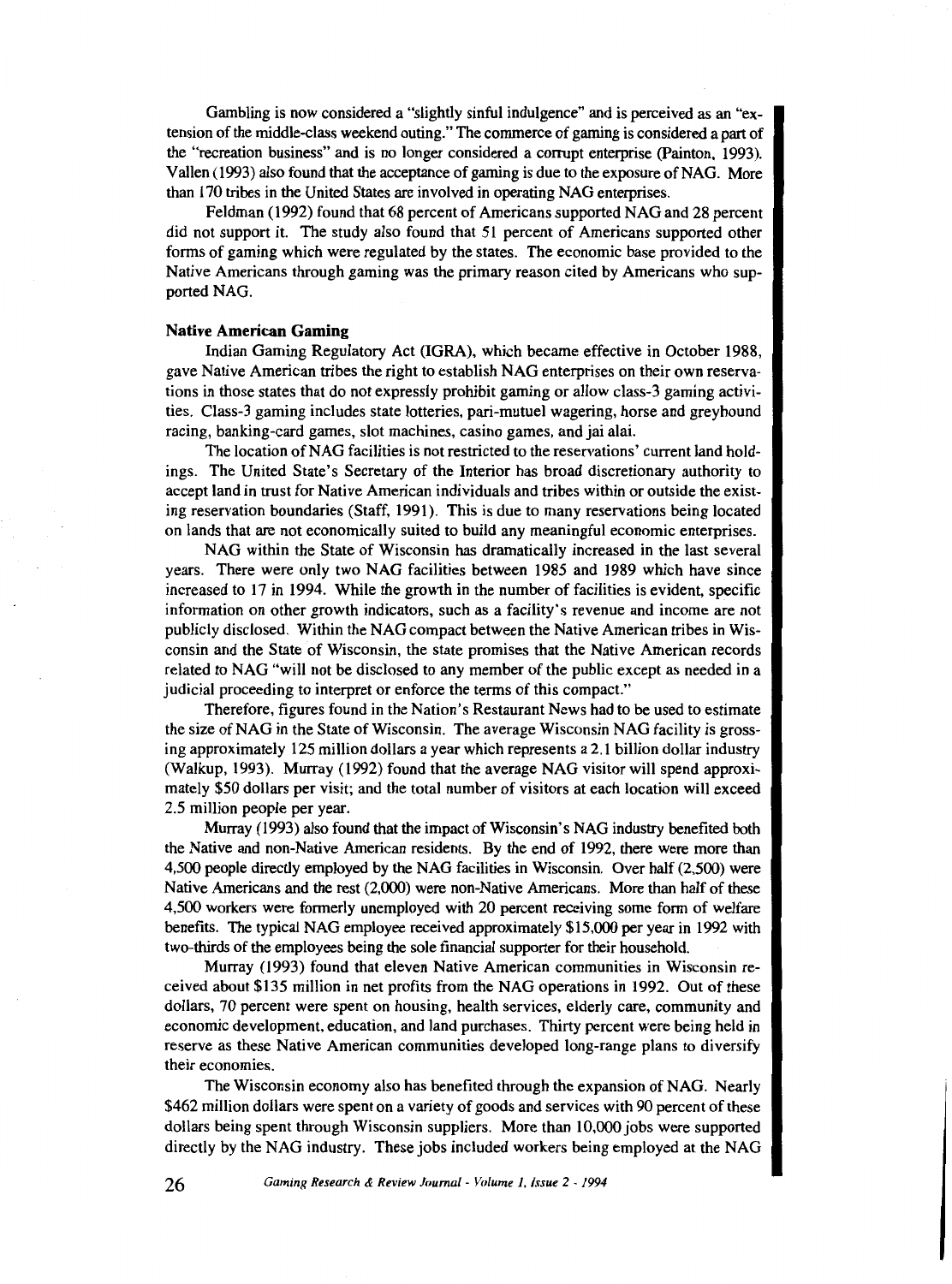Gambling is now considered a "slightly sinful indulgence" and is perceived as an "extension of the middle-class weekend outing." The commerce of gaming is considered a part of the "recreation business" and is no longer considered a corrupt enterprise (Painton, 1993). Vallen (1993) also found that the acceptance of gaming is due to the exposure of NAG. More than 170 tribes in the United States are involved in operating NAG enterprises.

Feldman (1992) found that 68 percent of Americans supported NAG and 28 percent did not support it. The study also found that 51 percent of Americans supported other forms of gaming which were regulated by the states. The economic base provided to the Native Americans through gaming was the primary reason cited by Americans who supported NAG.

**Native American Gaming**

Indian Gaming Regulatory Act (IGRA), which became effective in October 1988, gave Native American tribes the right to establish NAG enterprises on their own reservations in those states that do not expressly prohibit gaming or allow class-3 gaming activities. Class-3 gaming includes state lotteries, pari-mutuel wagering, horse and greyhound racing, banking-card games, slot machines, casino games, and jai alai.

The location of NAG facilities is not restricted to the reservations' current land holdings. The United State's Secretary of the Interior has broad discretionary authority to accept land in trust for Native American individuals and tribes within or outside the existing reservation boundaries (Staff, 1991). This is due to many reservations being located on lands that are not economically suited to build any meaningful economic enterprises.

NAG within the State of Wisconsin has dramatically increased in the last several years. There were only two NAG facilities between 1985 and 1989 which have since increased to 17 in 1994. While the growth in the number of facilities is evident, specific information on other growth indicators, such as a facility's revenue and income are not publicly disclosed. Within the NAG compact between the Native American tribes in Wisconsin and the State of Wisconsin, the state promises that the Native American records related to NAG "will not be disclosed to any member of the public except as needed in a judicial proceeding to interpret or enforce the terms of this compact."

Therefore, figures found in the Nation's Restaurant News had to be used to estimate the size of NAG in the State of Wisconsin. The average Wisconsin NAG facility is grossing approximately 125 million dollars a year which represents a 2.1 billion dollar industry (Walkup, 1993). Murray (1992) found that the average NAG visitor will spend approximately $50 dollars per visit; and the total number of visitors at each location will exceed 2.5 million people per year.

Murray (1993) also found that the impact of Wisconsin's NAG industry benefited both the Native and non-Native American residents. By the end of 1992, there were more than 4,500 people directly employed by the NAG facilities in Wisconsin. Over half (2,500) were Native Americans and the rest (2,000) were non-Native Americans. More than half of these 4,500 workers were formerly unemployed with 20 percent receiving some form of welfare benefits. The typical NAG employee received approximately $15,000 per year in 1992 with two-thirds of the employees being the sole financial supporter for their household.

Murray (1993) found that eleven Native American communities in Wisconsin received about $135 million in net profits from the NAG operations in 1992. Out of these dollars, 70 percent were spent on housing, health services, elderly care, community and economic development, education, and land purchases. Thirty percent were being held in reserve as these Native American communities developed long-range plans to diversify their economies.

The Wisconsin economy also has benefited through the expansion of NAG. Nearly $462 million dollars were spent on a variety of goods and services with 90 percent of these dollars being spent through Wisconsin suppliers. More than 10,000 jobs were supported directly by the NAG industry. These jobs included workers being employed at the NAG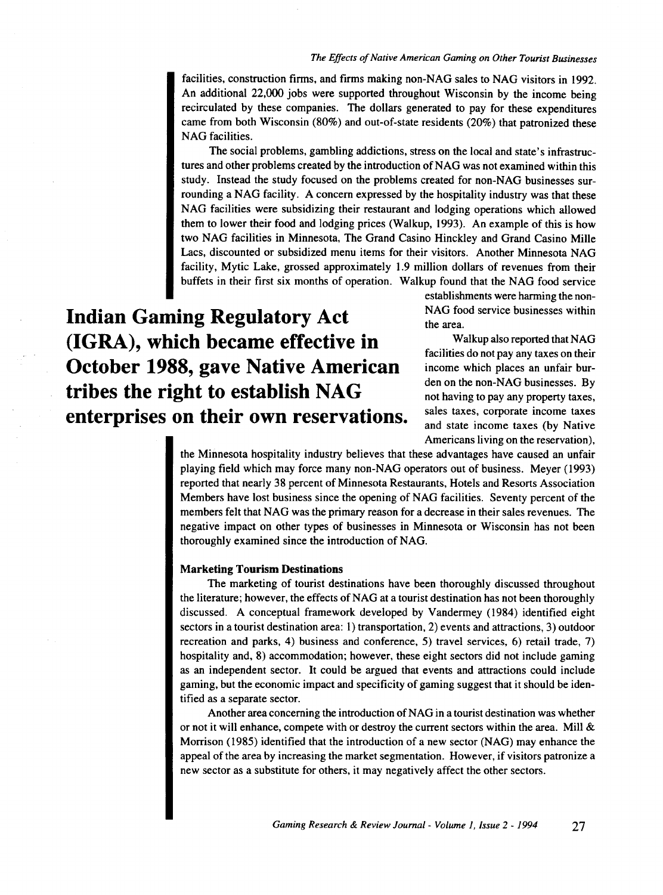facilities, construction firms, and firms making non-NAG sales to NAG visitors in 1992. An additional 22,000 jobs were supported throughout Wisconsin by the income being recirculated by these companies. The dollars generated to pay for these expenditures came from both Wisconsin (80%) and out-of-state residents (20%) that patronized these NAG facilities.

The social problems, gambling addictions, stress on the local and state's infrastructures and other problems created by the introduction of NAG was not examined within this study. Instead the study focused on the problems created for non-NAG businesses surrounding a NAG facility. A concern expressed by the hospitality industry was that these NAG facilities were subsidizing their restaurant and lodging operations which allowed them to lower their food and lodging prices (Walkup, 1993). An example of this is how two NAG facilities in Minnesota, The Grand Casino Hinckley and Grand Casino Mille Lacs, discounted or subsidized menu items for their visitors. Another Minnesota NAG facility, Mytic Lake, grossed approximately 1.9 million dollars of revenues from their buffets in their first six months of operation. Walkup found that the NAG food service establishments were harming the non-NAG food service businesses within the area.

**Indian Gaming Regulatory Act (IGRA), which became effective in October 1988, gave Native American tribes the right to establish NAG enterprises on their own reservations.**

Walkup also reported that NAG facilities do not pay any taxes on their income which places an unfair burden on the non-NAG businesses. By not having to pay any property taxes, sales taxes, corporate income taxes and state income taxes (by Native Americans living on the reservation), the Minnesota hospitality industry believes that these advantages have caused an unfair playing field which may force many non-NAG operators out of business. Meyer (1993) reported that nearly 38 percent of Minnesota Restaurants, Hotels and Resorts Association Members have lost business since the opening of NAG facilities. Seventy percent of the members felt that NAG was the primary reason for a decrease in their sales revenues. The negative impact on other types of businesses in Minnesota or Wisconsin has not been thoroughly examined since the introduction of NAG.

### Marketing Tourism Destinations

The marketing of tourist destinations have been thoroughly discussed throughout the literature; however, the effects of NAG at a tourist destination has not been thoroughly discussed. A conceptual framework developed by Vandermey (1984) identified eight sectors in a tourist destination area: 1) transportation, 2) events and attractions, 3) outdoor recreation and parks, 4) business and conference, 5) travel services, 6) retail trade, 7) hospitality and, 8) accommodation; however, these eight sectors did not include gaming as an independent sector. It could be argued that events and attractions could include gaming, but the economic impact and specificity of gaming suggest that it should be identified as a separate sector.

Another area concerning the introduction of NAG in a tourist destination was whether or not it will enhance, compete with or destroy the current sectors within the area. Mill & Morrison (1985) identified that the introduction of a new sector (NAG) may enhance the appeal of the area by increasing the market segmentation. However, if visitors patronize a new sector as a substitute for others, it may negatively affect the other sectors.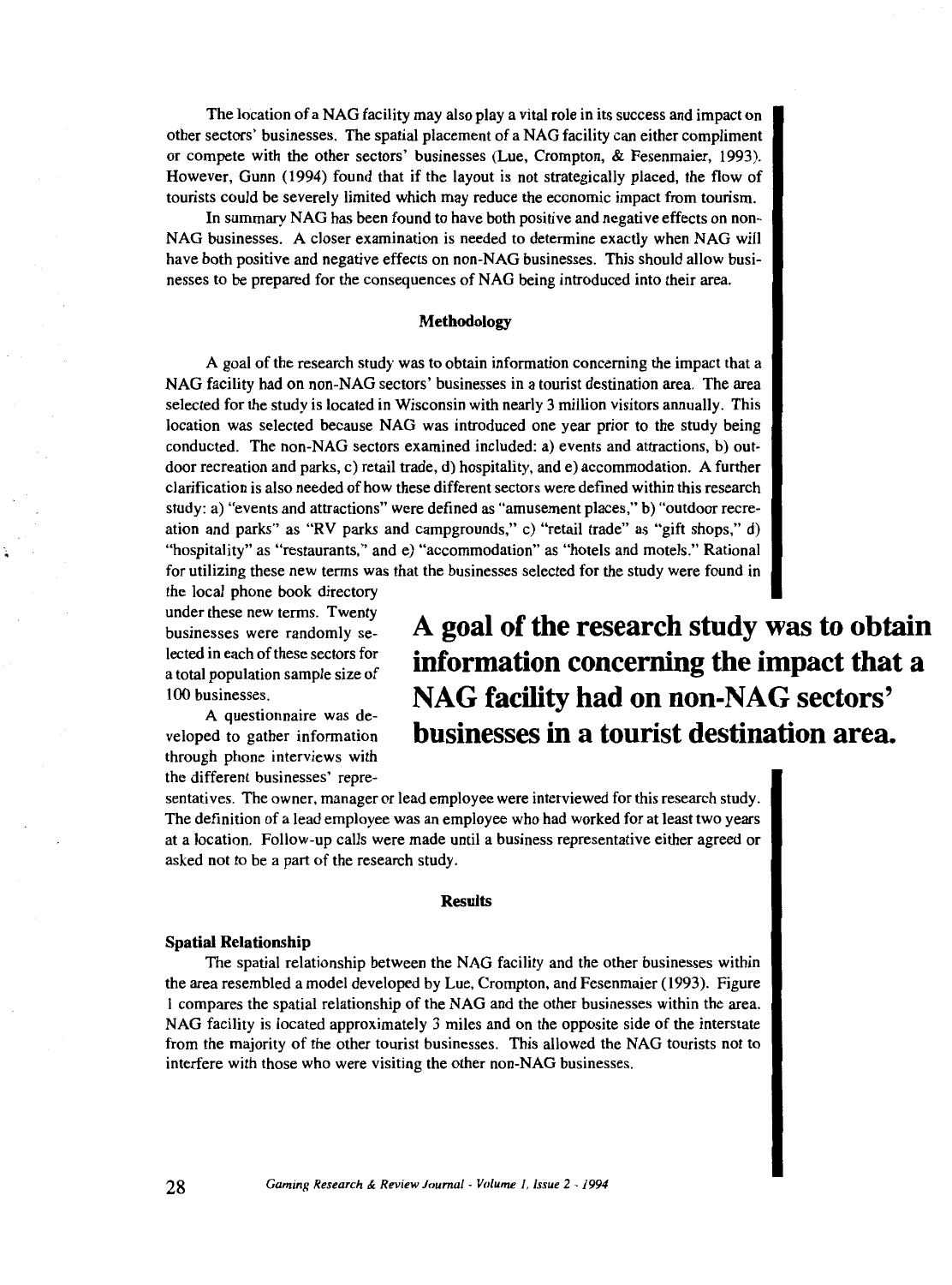The location of a NAG facility may also play a vital role in its success and impact on other sectors' businesses. The spatial placement of a NAG facility can either compliment or compete with the other sectors' businesses (Lue, Crompton, & Fesenmaier, 1993). However, Gunn (1994) found that if the layout is not strategically placed, the flow of tourists could be severely limited which may reduce the economic impact from tourism.

In summary NAG has been found to have both positive and negative effects on non-NAG businesses. A closer examination is needed to determine exactly when NAG will have both positive and negative effects on non-NAG businesses. This should allow businesses to be prepared for the consequences of NAG being introduced into their area.

## Methodology

A goal of the research study was to obtain information concerning the impact that a NAG facility had on non-NAG sectors' businesses in a tourist destination area. The area selected for the study is located in Wisconsin with nearly 3 million visitors annually. This location was selected because NAG was introduced one year prior to the study being conducted. The non-NAG sectors examined included: a) events and attractions, b) outdoor recreation and parks, c) retail trade, d) hospitality, and e) accommodation. A further clarification is also needed of how these different sectors were defined within this research study: a) "events and attractions" were defined as "amusement places," b) "outdoor recreation and parks" as "RV parks and campgrounds," c) "retail trade" as "gift shops," d) "hospitality" as "restaurants," and e) "accommodation" as "hotels and motels." Rational for utilizing these new terms was that the businesses selected for the study were found in the local phone book directory under these new terms. Twenty businesses were randomly selected in each of these sectors for a total population sample size of 100 businesses.

**A goal of the research study was to obtain information concerning the impact that a NAG facility had on non-NAG sectors' businesses in a tourist destination area.**

A questionnaire was developed to gather information through phone interviews with the different businesses' representatives. The owner, manager or lead employee were interviewed for this research study. The definition of a lead employee was an employee who had worked for at least two years at a location. Follow-up calls were made until a business representative either agreed or asked not to be a part of the research study.

## Results

### Spatial Relationship

The spatial relationship between the NAG facility and the other businesses within the area resembled a model developed by Lue, Crompton, and Fesenmaier (1993). Figure 1 compares the spatial relationship of the NAG and the other businesses within the area. NAG facility is located approximately 3 miles and on the opposite side of the interstate from the majority of the other tourist businesses. This allowed the NAG tourists not to interfere with those who were visiting the other non-NAG businesses.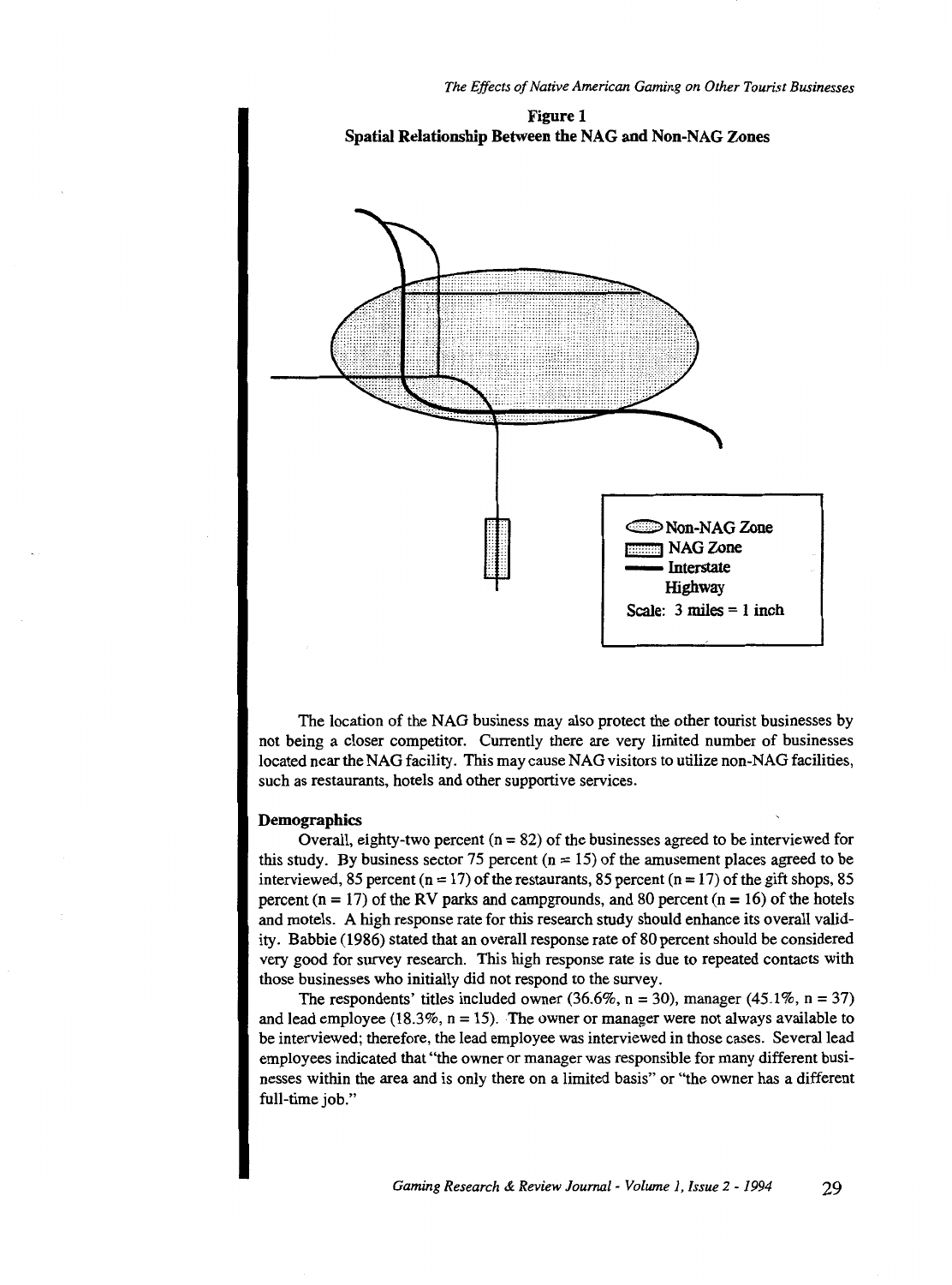**Figure 1**
**Spatial Relationship Between the NAG and Non-NAG Zones**

Non-NAG Zone
NAG Zone
Interstate Highway
Scale: 3 miles = 1 inch

The location of the NAG business may also protect the other tourist businesses by not being a closer competitor. Currently there are very limited number of businesses located near the NAG facility. This may cause NAG visitors to utilize non-NAG facilities, such as restaurants, hotels and other supportive services.

### Demographics

Overall, eighty-two percent (n = 82) of the businesses agreed to be interviewed for this study. By business sector 75 percent (n = 15) of the amusement places agreed to be interviewed, 85 percent (n = 17) of the restaurants, 85 percent (n = 17) of the gift shops, 85 percent (n = 17) of the RV parks and campgrounds, and 80 percent (n = 16) of the hotels and motels. A high response rate for this research study should enhance its overall validity. Babbie (1986) stated that an overall response rate of 80 percent should be considered very good for survey research. This high response rate is due to repeated contacts with those businesses who initially did not respond to the survey.

The respondents' titles included owner (36.6%, n = 30), manager (45.1%, n = 37) and lead employee (18.3%, n = 15). The owner or manager were not always available to be interviewed; therefore, the lead employee was interviewed in those cases. Several lead employees indicated that "the owner or manager was responsible for many different businesses within the area and is only there on a limited basis" or "the owner has a different full-time job."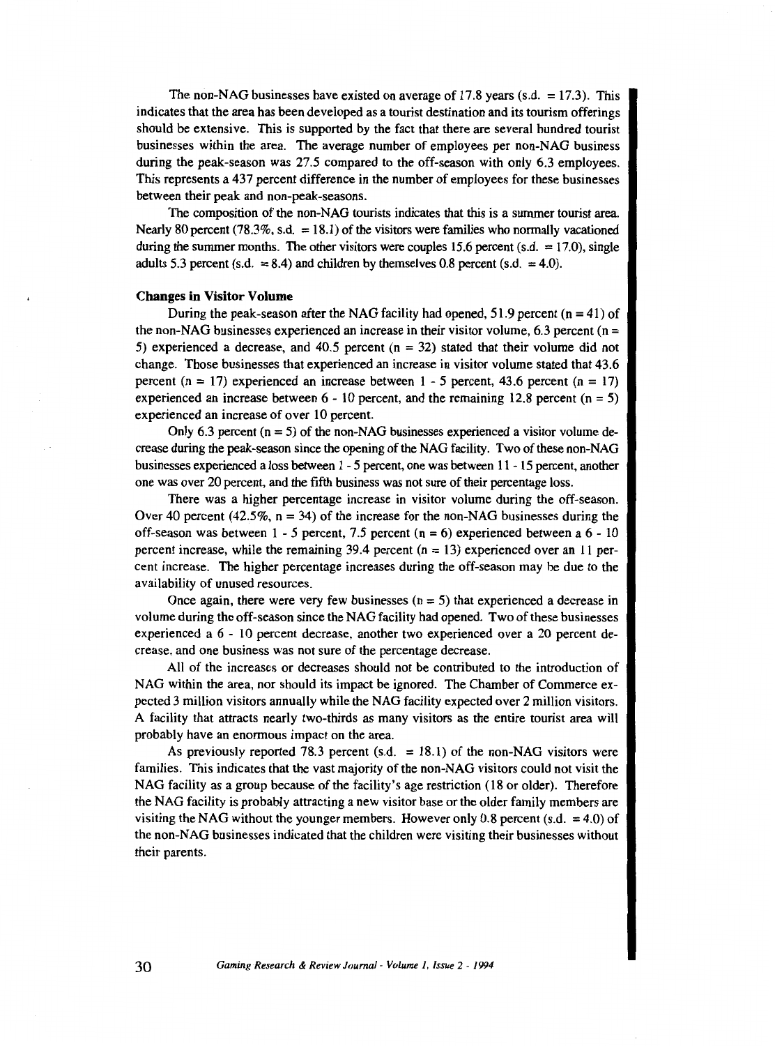The non-NAG businesses have existed on average of 17.8 years (s.d. = 17.3). This indicates that the area has been developed as a tourist destination and its tourism offerings should be extensive. This is supported by the fact that there are several hundred tourist businesses within the area. The average number of employees per non-NAG business during the peak-season was 27.5 compared to the off-season with only 6.3 employees. This represents a 437 percent difference in the number of employees for these businesses between their peak and non-peak-seasons.

The composition of the non-NAG tourists indicates that this is a summer tourist area. Nearly 80 percent (78.3%, s.d. = 18.1) of the visitors were families who normally vacationed during the summer months. The other visitors were couples 15.6 percent (s.d. = 17.0), single adults 5.3 percent (s.d. = 8.4) and children by themselves 0.8 percent (s.d. = 4.0).

**Changes in Visitor Volume**

During the peak-season after the NAG facility had opened, 51.9 percent (n = 41) of the non-NAG businesses experienced an increase in their visitor volume, 6.3 percent (n = 5) experienced a decrease, and 40.5 percent (n = 32) stated that their volume did not change. Those businesses that experienced an increase in visitor volume stated that 43.6 percent (n = 17) experienced an increase between 1 - 5 percent, 43.6 percent (n = 17) experienced an increase between 6 - 10 percent, and the remaining 12.8 percent (n = 5) experienced an increase of over 10 percent.

Only 6.3 percent (n = 5) of the non-NAG businesses experienced a visitor volume decrease during the peak-season since the opening of the NAG facility. Two of these non-NAG businesses experienced a loss between 1 - 5 percent, one was between 11 - 15 percent, another one was over 20 percent, and the fifth business was not sure of their percentage loss.

There was a higher percentage increase in visitor volume during the off-season. Over 40 percent (42.5%, n = 34) of the increase for the non-NAG businesses during the off-season was between 1 - 5 percent, 7.5 percent (n = 6) experienced between a 6 - 10 percent increase, while the remaining 39.4 percent (n = 13) experienced over an 11 percent increase. The higher percentage increases during the off-season may be due to the availability of unused resources.

Once again, there were very few businesses (n = 5) that experienced a decrease in volume during the off-season since the NAG facility had opened. Two of these businesses experienced a 6 - 10 percent decrease, another two experienced over a 20 percent decrease, and one business was not sure of the percentage decrease.

All of the increases or decreases should not be contributed to the introduction of NAG within the area, nor should its impact be ignored. The Chamber of Commerce expected 3 million visitors annually while the NAG facility expected over 2 million visitors. A facility that attracts nearly two-thirds as many visitors as the entire tourist area will probably have an enormous impact on the area.

As previously reported 78.3 percent (s.d. = 18.1) of the non-NAG visitors were families. This indicates that the vast majority of the non-NAG visitors could not visit the NAG facility as a group because of the facility's age restriction (18 or older). Therefore the NAG facility is probably attracting a new visitor base or the older family members are visiting the NAG without the younger members. However only 0.8 percent (s.d. = 4.0) of the non-NAG businesses indicated that the children were visiting their businesses without their parents.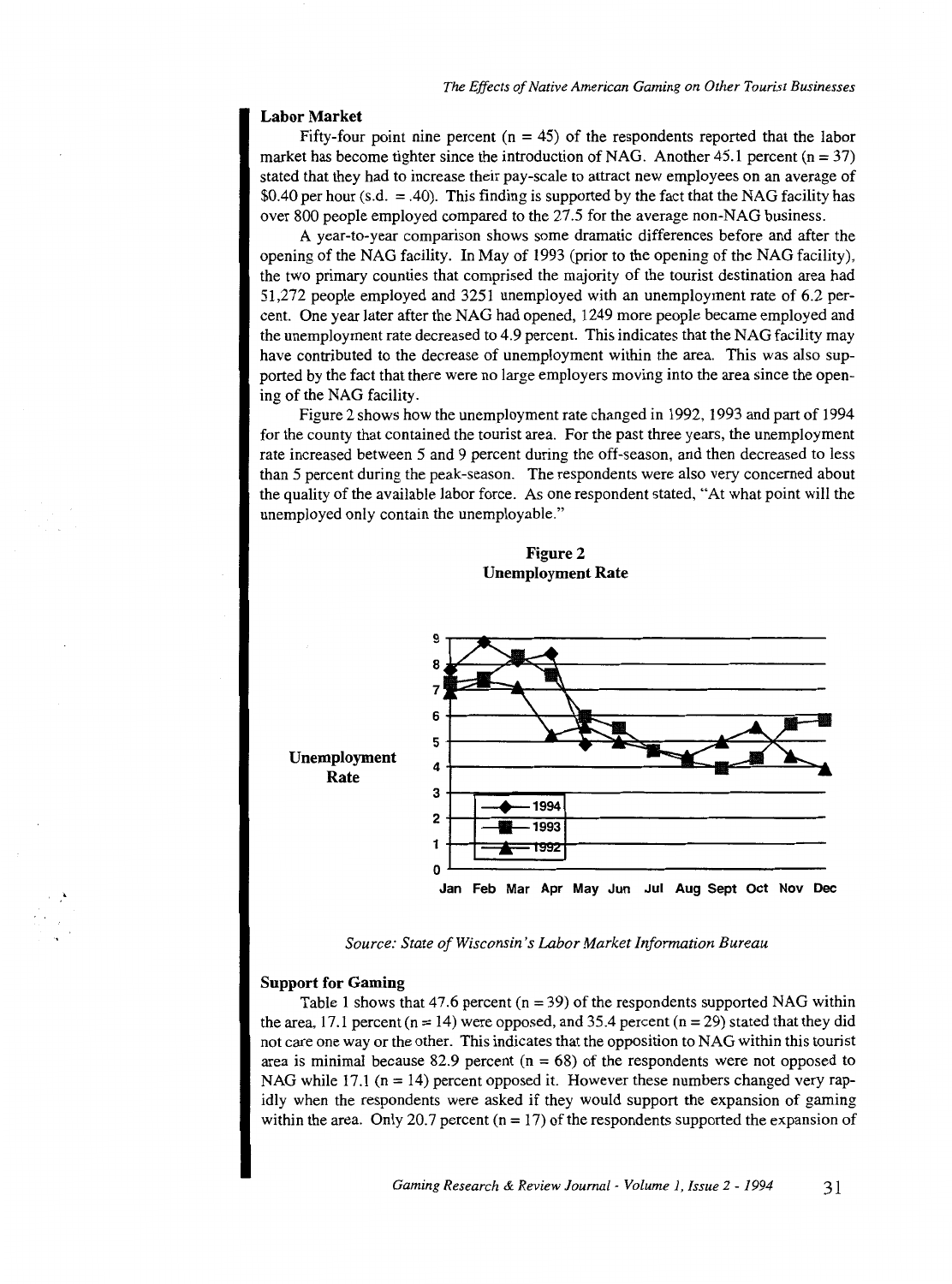### Labor Market

Fifty-four point nine percent (n = 45) of the respondents reported that the labor market has become tighter since the introduction of NAG. Another 45.1 percent (n = 37) stated that they had to increase their pay-scale to attract new employees on an average of $0.40 per hour (s.d. = .40). This finding is supported by the fact that the NAG facility has over 800 people employed compared to the 27.5 for the average non-NAG business.

A year-to-year comparison shows some dramatic differences before and after the opening of the NAG facility. In May of 1993 (prior to the opening of the NAG facility), the two primary counties that comprised the majority of the tourist destination area had 51,272 people employed and 3251 unemployed with an unemployment rate of 6.2 percent. One year later after the NAG had opened, 1249 more people became employed and the unemployment rate decreased to 4.9 percent. This indicates that the NAG facility may have contributed to the decrease of unemployment within the area. This was also supported by the fact that there were no large employers moving into the area since the opening of the NAG facility.

Figure 2 shows how the unemployment rate changed in 1992, 1993 and part of 1994 for the county that contained the tourist area. For the past three years, the unemployment rate increased between 5 and 9 percent during the off-season, and then decreased to less than 5 percent during the peak-season. The respondents were also very concerned about the quality of the available labor force. As one respondent stated, "At what point will the unemployed only contain the unemployable."

**Figure 2**
**Unemployment Rate**

*Source: State of Wisconsin's Labor Market Information Bureau*

### Support for Gaming

Table 1 shows that 47.6 percent (n = 39) of the respondents supported NAG within the area, 17.1 percent (n = 14) were opposed, and 35.4 percent (n = 29) stated that they did not care one way or the other. This indicates that the opposition to NAG within this tourist area is minimal because 82.9 percent (n = 68) of the respondents were not opposed to NAG while 17.1 (n = 14) percent opposed it. However these numbers changed very rapidly when the respondents were asked if they would support the expansion of gaming within the area. Only 20.7 percent (n = 17) of the respondents supported the expansion of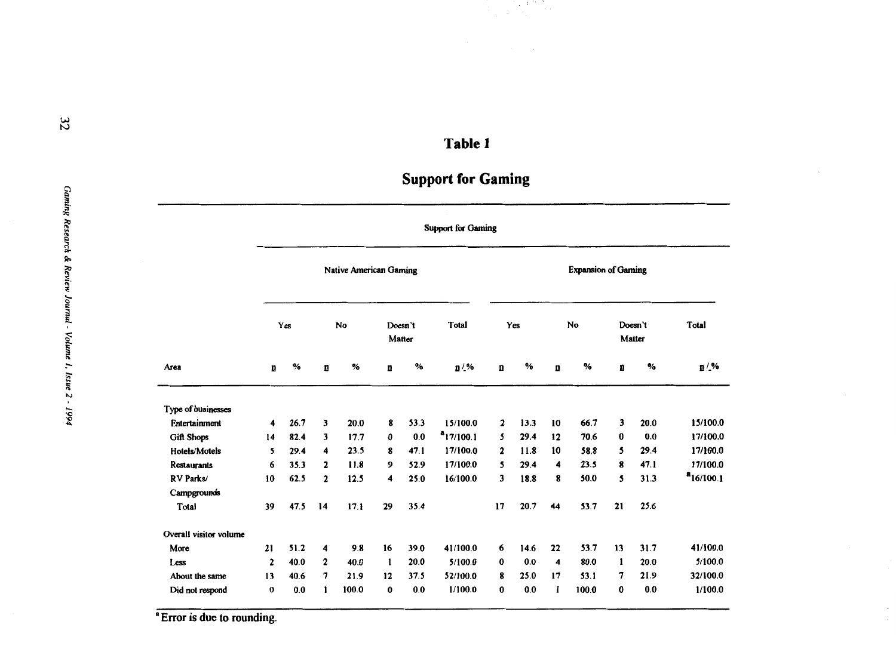# Table 1

## Support for Gaming

| | Support for Gaming | | | | | | | | | | | | | |
|---|---|---|---|---|---|---|---|---|---|---|---|---|---|---|
| | Native American Gaming | | | | | | | Expansion of Gaming | | | | | | |
| | Yes | | No | | Doesn't Matter | | Total | Yes | | No | | Doesn't Matter | | Total |
| Area | n | % | n | % | n | % | n/% | n | % | n | % | n | % | n/% |
| Type of businesses | | | | | | | | | | | | | | |
| Entertainment | 4 | 26.7 | 3 | 20.0 | 8 | 53.3 | 15/100.0 | 2 | 13.3 | 10 | 66.7 | 3 | 20.0 | 15/100.0 |
| Gift Shops | 14 | 82.4 | 3 | 17.7 | 0 | 0.0 | [a]17/100.1 | 5 | 29.4 | 12 | 70.6 | 0 | 0.0 | 17/100.0 |
| Hotels/Motels | 5 | 29.4 | 4 | 23.5 | 8 | 47.1 | 17/100.0 | 2 | 11.8 | 10 | 58.8 | 5 | 29.4 | 17/100.0 |
| Restaurants | 6 | 35.3 | 2 | 11.8 | 9 | 52.9 | 17/100.0 | 5 | 29.4 | 4 | 23.5 | 8 | 47.1 | 17/100.0 |
| RV Parks/ Campgrounds | 10 | 62.5 | 2 | 12.5 | 4 | 25.0 | 16/100.0 | 3 | 18.8 | 8 | 50.0 | 5 | 31.3 | [a]16/100.1 |
| Total | 39 | 47.5 | 14 | 17.1 | 29 | 35.4 | | 17 | 20.7 | 44 | 53.7 | 21 | 25.6 | |
| Overall visitor volume | | | | | | | | | | | | | | |
| More | 21 | 51.2 | 4 | 9.8 | 16 | 39.0 | 41/100.0 | 6 | 14.6 | 22 | 53.7 | 13 | 31.7 | 41/100.0 |
| Less | 2 | 40.0 | 2 | 40.0 | 1 | 20.0 | 5/100.0 | 0 | 0.0 | 4 | 80.0 | 1 | 20.0 | 5/100.0 |
| About the same | 13 | 40.6 | 7 | 21.9 | 12 | 37.5 | 52/100.0 | 8 | 25.0 | 17 | 53.1 | 7 | 21.9 | 32/100.0 |
| Did not respond | 0 | 0.0 | 1 | 100.0 | 0 | 0.0 | 1/100.0 | 0 | 0.0 | 1 | 100.0 | 0 | 0.0 | 1/100.0 |

[a] Error is due to rounding.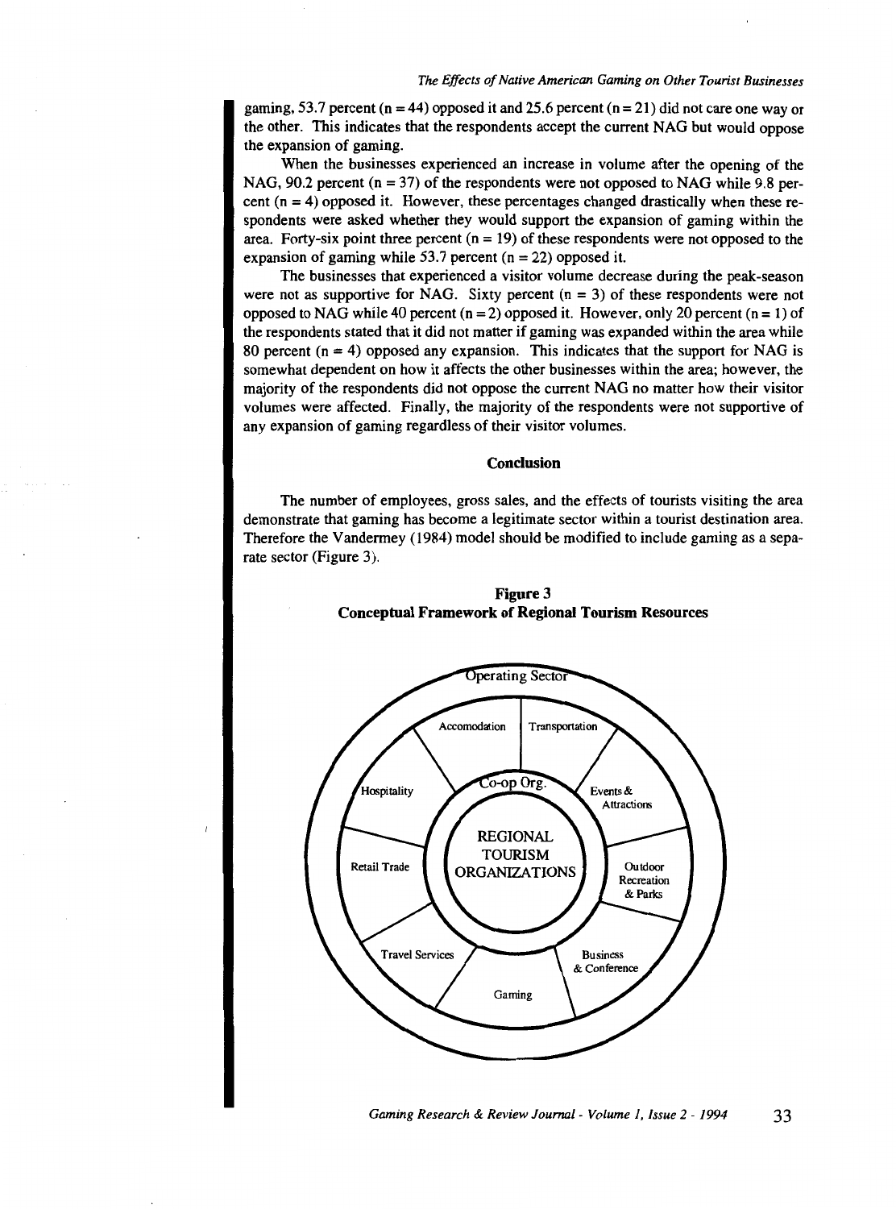gaming, 53.7 percent (n = 44) opposed it and 25.6 percent (n = 21) did not care one way or the other. This indicates that the respondents accept the current NAG but would oppose the expansion of gaming.

When the businesses experienced an increase in volume after the opening of the NAG, 90.2 percent (n = 37) of the respondents were not opposed to NAG while 9.8 percent (n = 4) opposed it. However, these percentages changed drastically when these respondents were asked whether they would support the expansion of gaming within the area. Forty-six point three percent (n = 19) of these respondents were not opposed to the expansion of gaming while 53.7 percent (n = 22) opposed it.

The businesses that experienced a visitor volume decrease during the peak-season were not as supportive for NAG. Sixty percent (n = 3) of these respondents were not opposed to NAG while 40 percent (n = 2) opposed it. However, only 20 percent (n = 1) of the respondents stated that it did not matter if gaming was expanded within the area while 80 percent (n = 4) opposed any expansion. This indicates that the support for NAG is somewhat dependent on how it affects the other businesses within the area; however, the majority of the respondents did not oppose the current NAG no matter how their visitor volumes were affected. Finally, the majority of the respondents were not supportive of any expansion of gaming regardless of their visitor volumes.

## Conclusion

The number of employees, gross sales, and the effects of tourists visiting the area demonstrate that gaming has become a legitimate sector within a tourist destination area. Therefore the Vandermey (1984) model should be modified to include gaming as a separate sector (Figure 3).

**Figure 3**
**Conceptual Framework of Regional Tourism Resources**

Operating Sector

Accomodation | Transportation | Events & Attractions | Outdoor Recreation & Parks | Business & Conference | Gaming | Travel Services | Retail Trade | Hospitality

Co-op Org.

REGIONAL TOURISM ORGANIZATIONS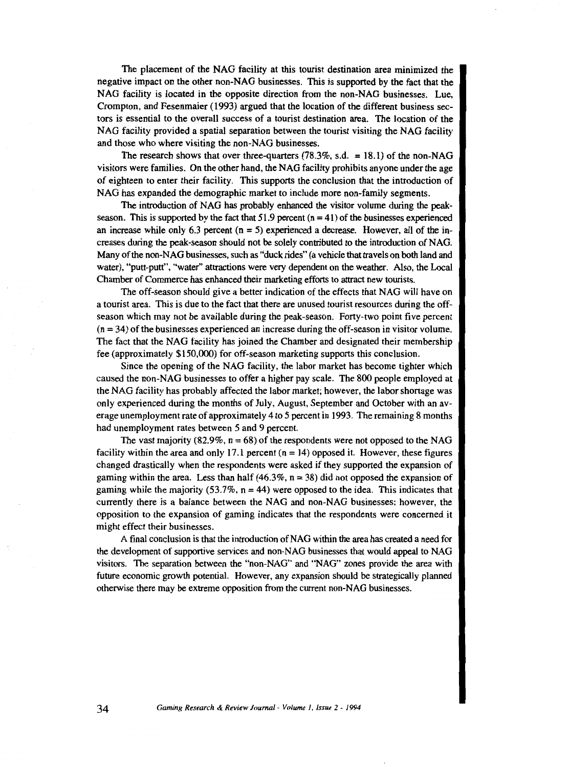The placement of the NAG facility at this tourist destination area minimized the negative impact on the other non-NAG businesses. This is supported by the fact that the NAG facility is located in the opposite direction from the non-NAG businesses. Lue, Crompton, and Fesenmaier (1993) argued that the location of the different business sectors is essential to the overall success of a tourist destination area. The location of the NAG facility provided a spatial separation between the tourist visiting the NAG facility and those who where visiting the non-NAG businesses.

The research shows that over three-quarters (78.3%, s.d. = 18.1) of the non-NAG visitors were families. On the other hand, the NAG facility prohibits anyone under the age of eighteen to enter their facility. This supports the conclusion that the introduction of NAG has expanded the demographic market to include more non-family segments.

The introduction of NAG has probably enhanced the visitor volume during the peak-season. This is supported by the fact that 51.9 percent (n = 41) of the businesses experienced an increase while only 6.3 percent (n = 5) experienced a decrease. However, all of the increases during the peak-season should not be solely contributed to the introduction of NAG. Many of the non-NAG businesses, such as "duck rides" (a vehicle that travels on both land and water), "putt-putt", "water" attractions were very dependent on the weather. Also, the Local Chamber of Commerce has enhanced their marketing efforts to attract new tourists.

The off-season should give a better indication of the effects that NAG will have on a tourist area. This is due to the fact that there are unused tourist resources during the off-season which may not be available during the peak-season. Forty-two point five percent (n = 34) of the businesses experienced an increase during the off-season in visitor volume. The fact that the NAG facility has joined the Chamber and designated their membership fee (approximately $150,000) for off-season marketing supports this conclusion.

Since the opening of the NAG facility, the labor market has become tighter which caused the non-NAG businesses to offer a higher pay scale. The 800 people employed at the NAG facility has probably affected the labor market; however, the labor shortage was only experienced during the months of July, August, September and October with an average unemployment rate of approximately 4 to 5 percent in 1993. The remaining 8 months had unemployment rates between 5 and 9 percent.

The vast majority (82.9%, n = 68) of the respondents were not opposed to the NAG facility within the area and only 17.1 percent (n = 14) opposed it. However, these figures changed drastically when the respondents were asked if they supported the expansion of gaming within the area. Less than half (46.3%, n = 38) did not opposed the expansion of gaming while the majority (53.7%, n = 44) were opposed to the idea. This indicates that currently there is a balance between the NAG and non-NAG businesses; however, the opposition to the expansion of gaming indicates that the respondents were concerned it might effect their businesses.

A final conclusion is that the introduction of NAG within the area has created a need for the development of supportive services and non-NAG businesses that would appeal to NAG visitors. The separation between the "non-NAG" and "NAG" zones provide the area with future economic growth potential. However, any expansion should be strategically planned otherwise there may be extreme opposition from the current non-NAG businesses.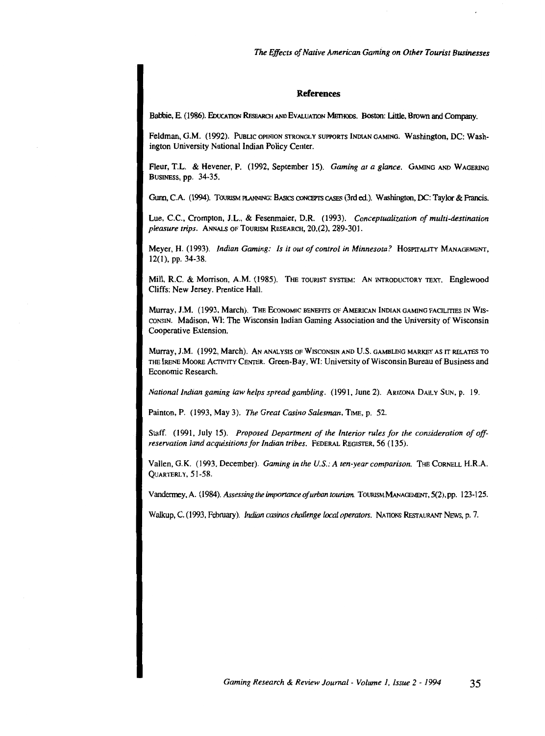## References

Babbie, E. (1986). Education Research and Evaluation Methods. Boston: Little, Brown and Company.

Feldman, G.M. (1992). Public opinion strongly supports Indian gaming. Washington, DC: Washington University National Indian Policy Center.

Fleur, T.L. & Hevener, P. (1992, September 15). *Gaming at a glance.* Gaming and Wagering Business, pp. 34-35.

Gunn, C.A. (1994). Tourism planning: Basics concepts cases (3rd ed.). Washington, DC: Taylor & Francis.

Lue, C.C., Crompton, J.L., & Fesenmaier, D.R. (1993). *Conceptualization of multi-destination pleasure trips.* Annals of Tourism Research, 20,(2), 289-301.

Meyer, H. (1993). *Indian Gaming: Is it out of control in Minnesota?* Hospitality Management, 12(1), pp. 34-38.

Mill, R.C. & Morrison, A.M. (1985). The tourist system: An introductory text. Englewood Cliffs: New Jersey. Prentice Hall.

Murray, J.M. (1993, March). The Economic benefits of American Indian gaming facilities in Wisconsin. Madison, WI: The Wisconsin Indian Gaming Association and the University of Wisconsin Cooperative Extension.

Murray, J.M. (1992, March). An analysis of Wisconsin and U.S. gambling market as it relates to the Irene Moore Activity Center. Green-Bay, WI: University of Wisconsin Bureau of Business and Economic Research.

*National Indian gaming law helps spread gambling.* (1991, June 2). Arizona Daily Sun, p. 19.

Painton, P. (1993, May 3). *The Great Casino Salesman*, Time, p. 52.

Staff. (1991, July 15). *Proposed Department of the Interior rules for the consideration of off-reservation land acquisitions for Indian tribes.* Federal Register, 56 (135).

Vallen, G.K. (1993, December). *Gaming in the U.S.: A ten-year comparison.* The Cornell H.R.A. Quarterly, 51-58.

Vandermey, A. (1984). *Assessing the importance of urban tourism.* Tourism Management, 5(2), pp. 123-125.

Walkup, C. (1993, February). *Indian casinos challenge local operators.* Nations Restaurant News, p. 7.